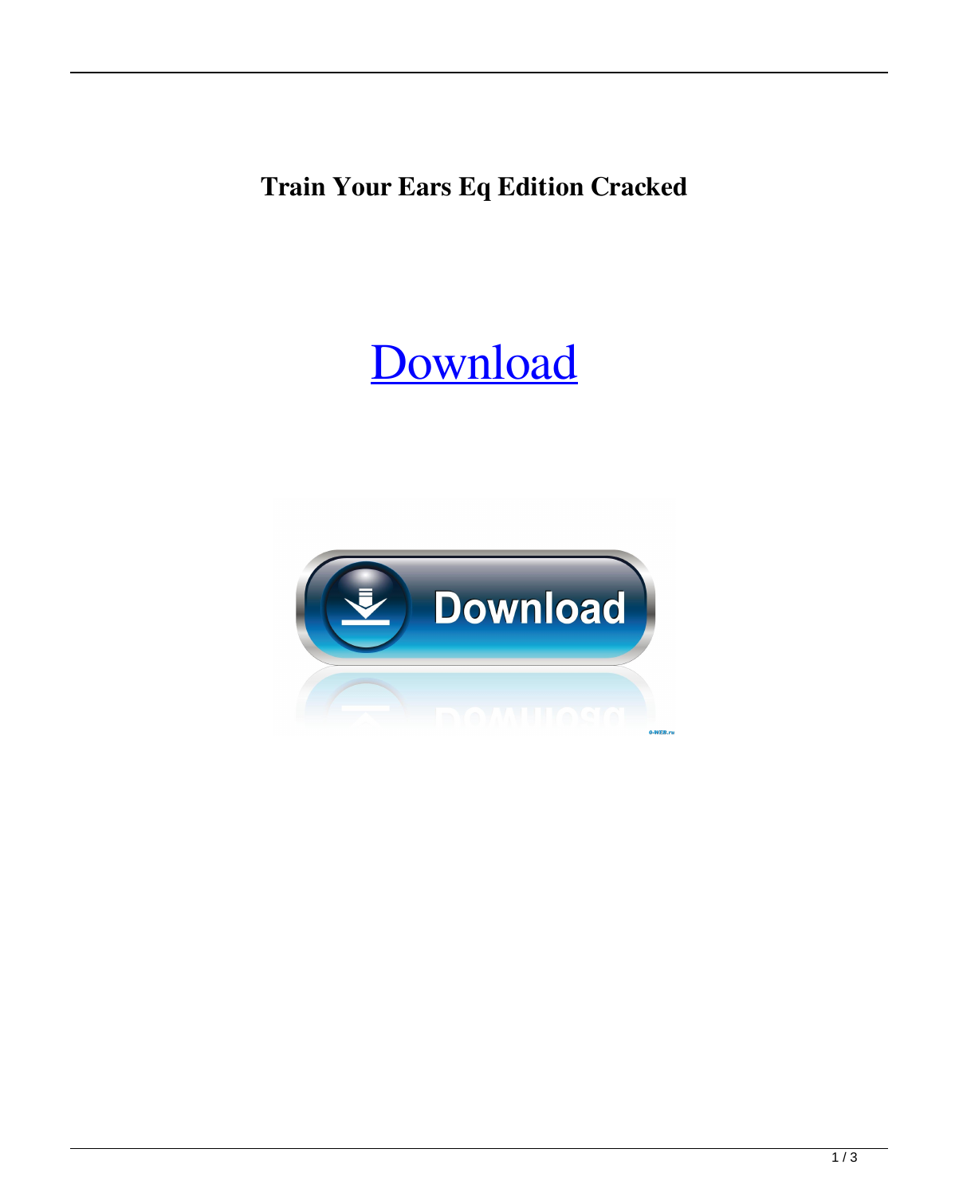**Train Your Ears Eq Edition Cracked**

Download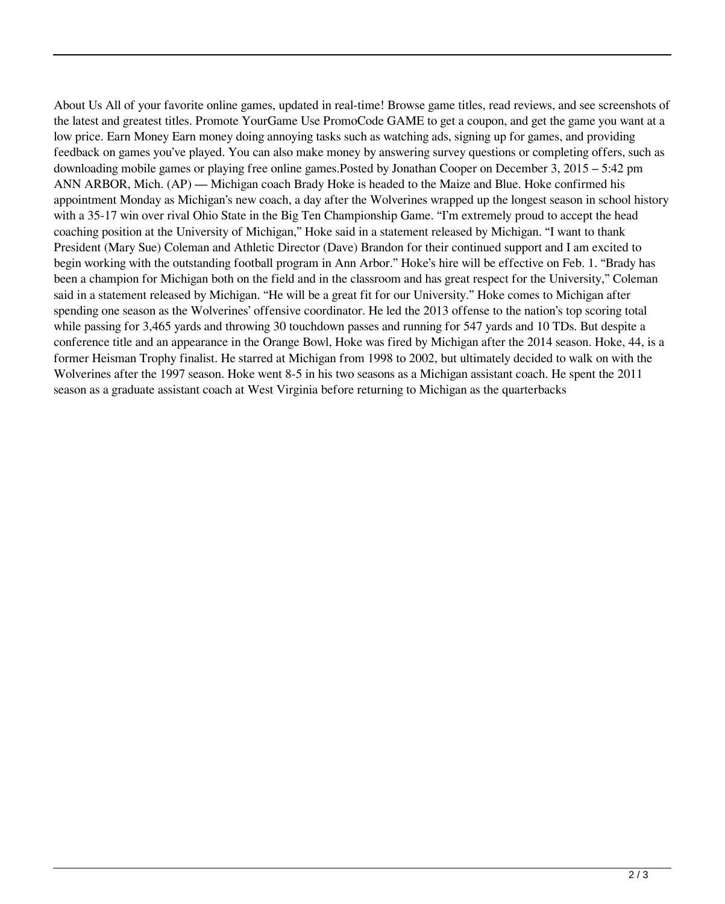About Us All of your favorite online games, updated in real-time! Browse game titles, read reviews, and see screenshots of the latest and greatest titles. Promote YourGame Use PromoCode GAME to get a coupon, and get the game you want at a low price. Earn Money Earn money doing annoying tasks such as watching ads, signing up for games, and providing feedback on games you've played. You can also make money by answering survey questions or completing offers, such as downloading mobile games or playing free online games.Posted by Jonathan Cooper on December 3, 2015 – 5:42 pm ANN ARBOR, Mich. (AP) — Michigan coach Brady Hoke is headed to the Maize and Blue. Hoke confirmed his appointment Monday as Michigan's new coach, a day after the Wolverines wrapped up the longest season in school history with a 35-17 win over rival Ohio State in the Big Ten Championship Game. "I'm extremely proud to accept the head coaching position at the University of Michigan," Hoke said in a statement released by Michigan. "I want to thank President (Mary Sue) Coleman and Athletic Director (Dave) Brandon for their continued support and I am excited to begin working with the outstanding football program in Ann Arbor." Hoke's hire will be effective on Feb. 1. "Brady has been a champion for Michigan both on the field and in the classroom and has great respect for the University," Coleman said in a statement released by Michigan. "He will be a great fit for our University." Hoke comes to Michigan after spending one season as the Wolverines' offensive coordinator. He led the 2013 offense to the nation's top scoring total while passing for 3,465 yards and throwing 30 touchdown passes and running for 547 yards and 10 TDs. But despite a conference title and an appearance in the Orange Bowl, Hoke was fired by Michigan after the 2014 season. Hoke, 44, is a former Heisman Trophy finalist. He starred at Michigan from 1998 to 2002, but ultimately decided to walk on with the Wolverines after the 1997 season. Hoke went 8-5 in his two seasons as a Michigan assistant coach. He spent the 2011 season as a graduate assistant coach at West Virginia before returning to Michigan as the quarterbacks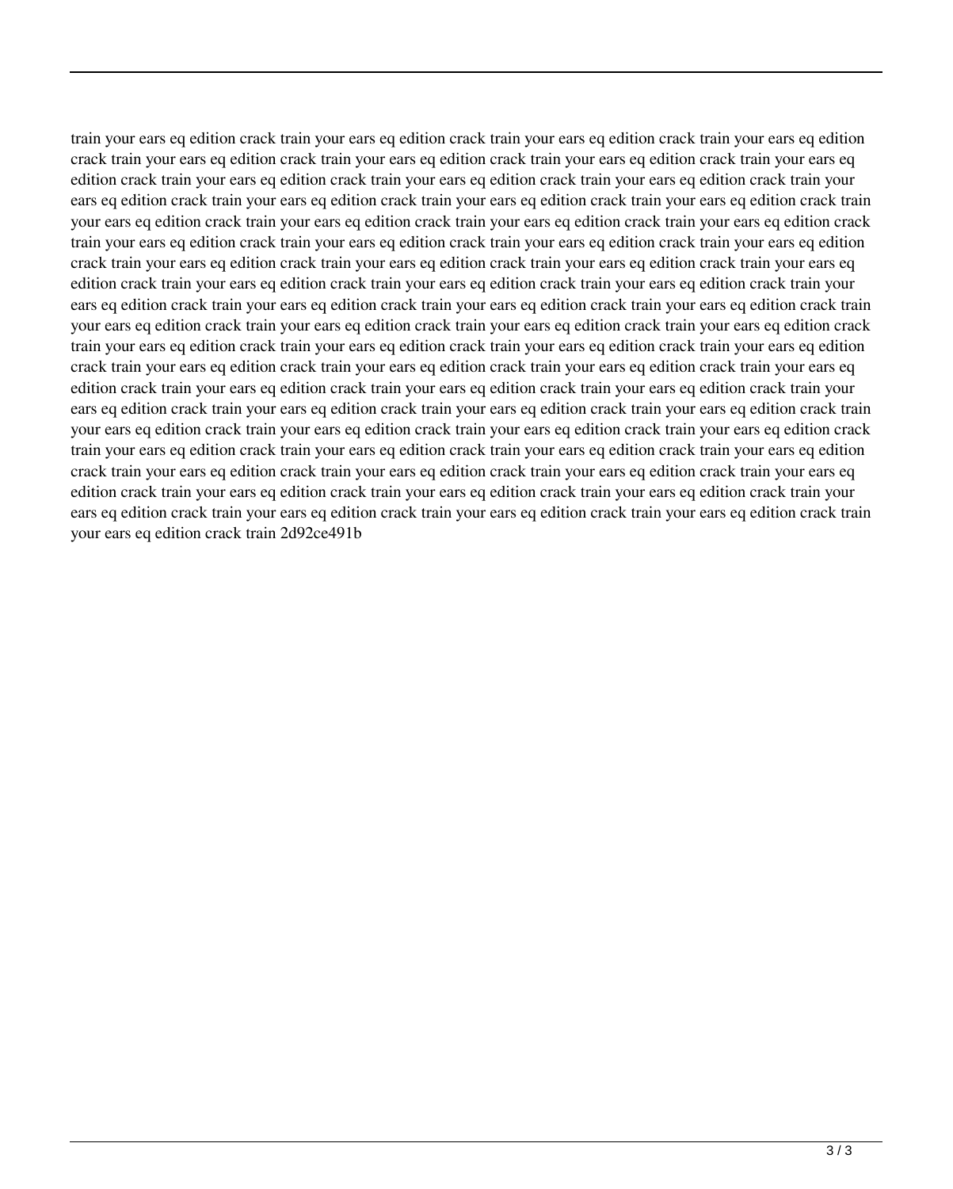train your ears eq edition crack train your ears eq edition crack train your ears eq edition crack train your ears eq edition crack train your ears eq edition crack train your ears eq edition crack train your ears eq edition crack train your ears eq edition crack train your ears eq edition crack train your ears eq edition crack train your ears eq edition crack train your ears eq edition crack train your ears eq edition crack train your ears eq edition crack train your ears eq edition crack train your ears eq edition crack train your ears eq edition crack train your ears eq edition crack train your ears eq edition crack train your ears eq edition crack train your ears eq edition crack train your ears eq edition crack train your ears eq edition crack train your ears eq edition crack train your ears eq edition crack train your ears eq edition crack train your ears eq edition crack train your ears eq edition crack train your ears eq edition crack train your ears eq edition crack train your ears eq edition crack train your ears eq edition crack train your ears eq edition crack train your ears eq edition crack train your ears eq edition crack train your ears eq edition crack train your ears eq edition crack train your ears eq edition crack train your ears eq edition crack train your ears eq edition crack train your ears eq edition crack train your ears eq edition crack train your ears eq edition crack train your ears eq edition crack train your ears eq edition crack train your ears eq edition crack train your ears eq edition crack train your ears eq edition crack train your ears eq edition crack train your ears eq edition crack train your ears eq edition crack train your ears eq edition crack train your ears eq edition crack train your ears eq edition crack train your ears eq edition crack train your ears eq edition crack train your ears eq edition crack train your ears eq edition crack train your ears eq edition crack train your ears eq edition crack train your ears eq edition crack train your ears eq edition crack train your ears eq edition crack train your ears eq edition crack train your ears eq edition crack train your ears eq edition crack train your ears eq edition crack train your ears eq edition crack train your ears eq edition crack train your ears eq edition crack train your ears eq edition crack train your ears eq edition crack train your ears eq edition crack train your ears eq edition crack train your ears eq edition crack train your ears eq edition crack train your ears eq edition crack train 2d92ce491b